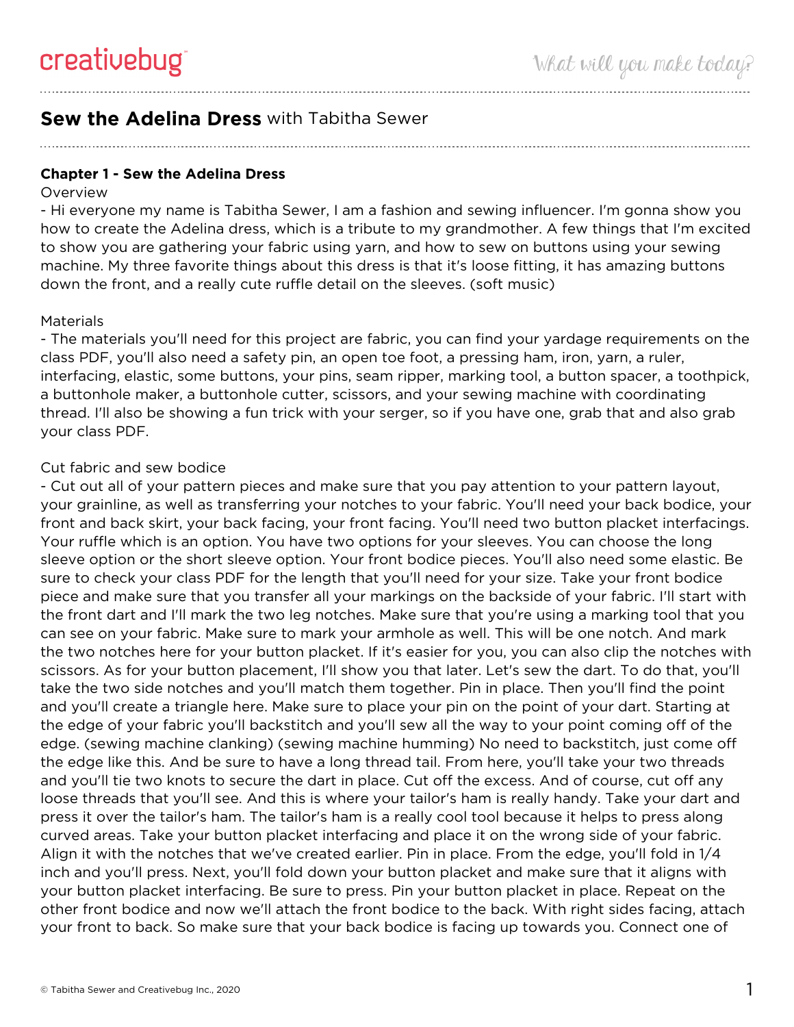# **Sew the Adelina Dress** with Tabitha Sewer

## Chapter 1 - Sew the Adelina Dress

Overview

- Hi everyone my name is Tabitha Sewer, I am a fashion and sewing influencer. I'm gonna show you how to create the Adelina dress, which is a tribute to my grandmother. A few things that I'm excited to show you are gathering your fabric using yarn, and how to sew on buttons using your sewing machine. My three favorite things about this dress is that it's loose fitting, it has amazing buttons down the front, and a really cute ruffle detail on the sleeves. (soft music)

Materials

- The materials you'll need for this project are fabric, you can find your yardage requirements on the class PDF, you'll also need a safety pin, an open toe foot, a pressing ham, iron, yarn, a ruler, interfacing, elastic, some buttons, your pins, seam ripper, marking tool, a button spacer, a toothpick, a buttonhole maker, a buttonhole cutter, scissors, and your sewing machine with coordinating thread. I'll also be showing a fun trick with your serger, so if you have one, grab that and also grab your class PDF.

Cut fabric and sew bodice

- Cut out all of your pattern pieces and make sure that you pay attention to your pattern layout, your grainline, as well as transferring your notches to your fabric. You'll need your back bodice, your front and back skirt, your back facing, your front facing. You'll need two button placket interfacings. Your ruffle which is an option. You have two options for your sleeves. You can choose the long sleeve option or the short sleeve option. Your front bodice pieces. You'll also need some elastic. Be sure to check your class PDF for the length that you'll need for your size. Take your front bodice piece and make sure that you transfer all your markings on the backside of your fabric. I'll start with the front dart and I'll mark the two leg notches. Make sure that you're using a marking tool that you can see on your fabric. Make sure to mark your armhole as well. This will be one notch. And mark the two notches here for your button placket. If it's easier for you, you can also clip the notches with scissors. As for your button placement, I'll show you that later. Let's sew the dart. To do that, you'll take the two side notches and you'll match them together. Pin in place. Then you'll find the point and you'll create a triangle here. Make sure to place your pin on the point of your dart. Starting at the edge of your fabric you'll backstitch and you'll sew all the way to your point coming off of the edge. (sewing machine clanking) (sewing machine humming) No need to backstitch, just come off the edge like this. And be sure to have a long thread tail. From here, you'll take your two threads and you'll tie two knots to secure the dart in place. Cut off the excess. And of course, cut off any loose threads that you'll see. And this is where your tailor's ham is really handy. Take your dart and press it over the tailor's ham. The tailor's ham is a really cool tool because it helps to press along curved areas. Take your button placket interfacing and place it on the wrong side of your fabric. Align it with the notches that we've created earlier. Pin in place. From the edge, you'll fold in 1/4 inch and you'll press. Next, you'll fold down your button placket and make sure that it aligns with your button placket interfacing. Be sure to press. Pin your button placket in place. Repeat on the other front bodice and now we'll attach the front bodice to the back. With right sides facing, attach your front to back. So make sure that your back bodice is facing up towards you. Connect one of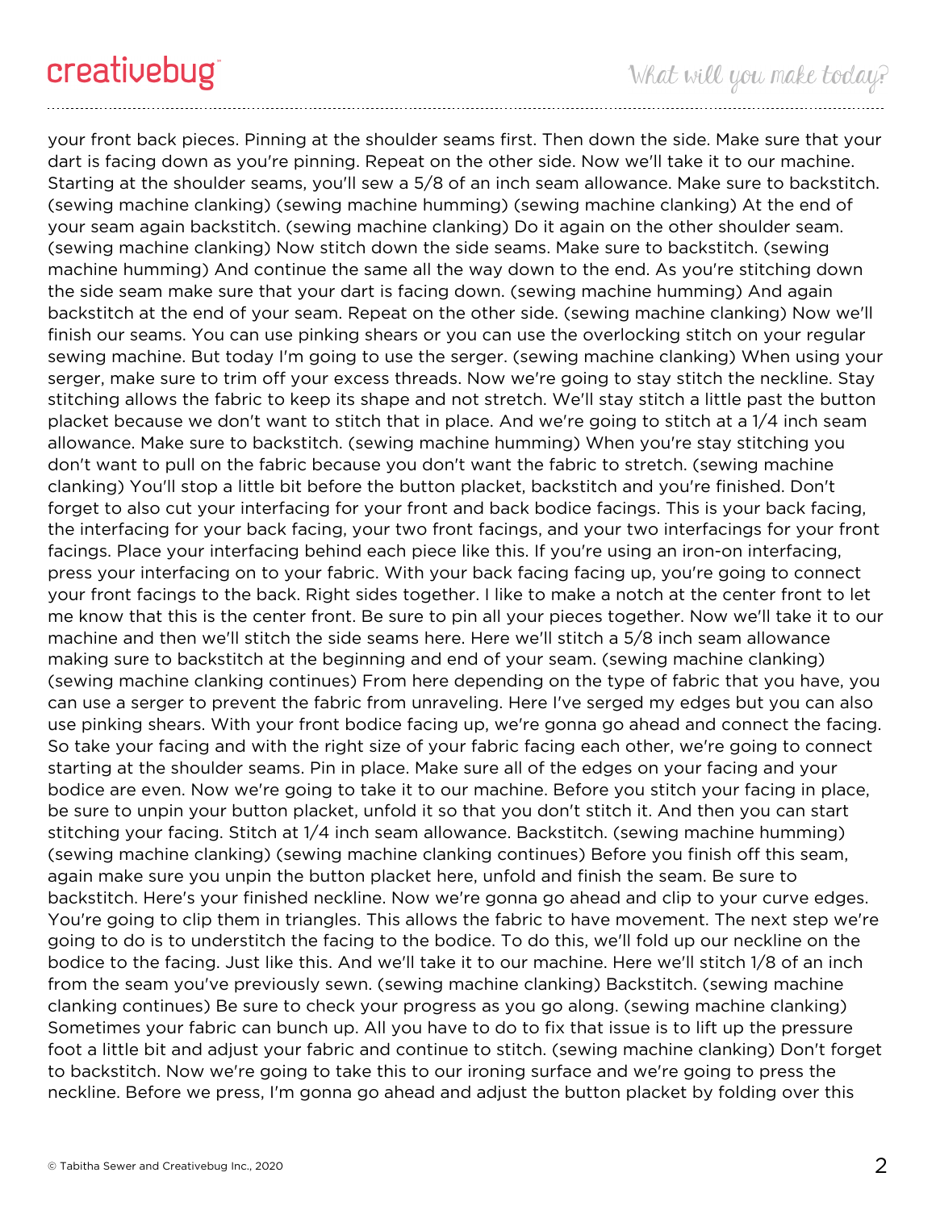your front back pieces. Pinning at the shoulder seams first. Then down the side. Make sure that your dart is facing down as you're pinning. Repeat on the other side. Now we'll take it to our machine. Starting at the shoulder seams, you'll sew a 5/8 of an inch seam allowance. Make sure to backstitch. (sewing machine clanking) (sewing machine humming) (sewing machine clanking) At the end of your seam again backstitch. (sewing machine clanking) Do it again on the other shoulder seam. (sewing machine clanking) Now stitch down the side seams. Make sure to backstitch. (sewing machine humming) And continue the same all the way down to the end. As you're stitching down the side seam make sure that your dart is facing down. (sewing machine humming) And again backstitch at the end of your seam. Repeat on the other side. (sewing machine clanking) Now we'll finish our seams. You can use pinking shears or you can use the overlocking stitch on your regular sewing machine. But today I'm going to use the serger. (sewing machine clanking) When using your serger, make sure to trim off your excess threads. Now we're going to stay stitch the neckline. Stay stitching allows the fabric to keep its shape and not stretch. We'll stay stitch a little past the button placket because we don't want to stitch that in place. And we're going to stitch at a 1/4 inch seam allowance. Make sure to backstitch. (sewing machine humming) When you're stay stitching you don't want to pull on the fabric because you don't want the fabric to stretch. (sewing machine clanking) You'll stop a little bit before the button placket, backstitch and you're finished. Don't forget to also cut your interfacing for your front and back bodice facings. This is your back facing, the interfacing for your back facing, your two front facings, and your two interfacings for your front facings. Place your interfacing behind each piece like this. If you're using an iron-on interfacing, press your interfacing on to your fabric. With your back facing facing up, you're going to connect your front facings to the back. Right sides together. I like to make a notch at the center front to let me know that this is the center front. Be sure to pin all your pieces together. Now we'll take it to our machine and then we'll stitch the side seams here. Here we'll stitch a 5/8 inch seam allowance making sure to backstitch at the beginning and end of your seam. (sewing machine clanking) (sewing machine clanking continues) From here depending on the type of fabric that you have, you can use a serger to prevent the fabric from unraveling. Here I've serged my edges but you can also use pinking shears. With your front bodice facing up, we're gonna go ahead and connect the facing. So take your facing and with the right size of your fabric facing each other, we're going to connect starting at the shoulder seams. Pin in place. Make sure all of the edges on your facing and your bodice are even. Now we're going to take it to our machine. Before you stitch your facing in place, be sure to unpin your button placket, unfold it so that you don't stitch it. And then you can start stitching your facing. Stitch at 1/4 inch seam allowance. Backstitch. (sewing machine humming) (sewing machine clanking) (sewing machine clanking continues) Before you finish off this seam, again make sure you unpin the button placket here, unfold and finish the seam. Be sure to backstitch. Here's your finished neckline. Now we're gonna go ahead and clip to your curve edges. You're going to clip them in triangles. This allows the fabric to have movement. The next step we're going to do is to understitch the facing to the bodice. To do this, we'll fold up our neckline on the bodice to the facing. Just like this. And we'll take it to our machine. Here we'll stitch 1/8 of an inch from the seam you've previously sewn. (sewing machine clanking) Backstitch. (sewing machine clanking continues) Be sure to check your progress as you go along. (sewing machine clanking) Sometimes your fabric can bunch up. All you have to do to fix that issue is to lift up the pressure foot a little bit and adjust your fabric and continue to stitch. (sewing machine clanking) Don't forget to backstitch. Now we're going to take this to our ironing surface and we're going to press the neckline. Before we press, I'm gonna go ahead and adjust the button placket by folding over this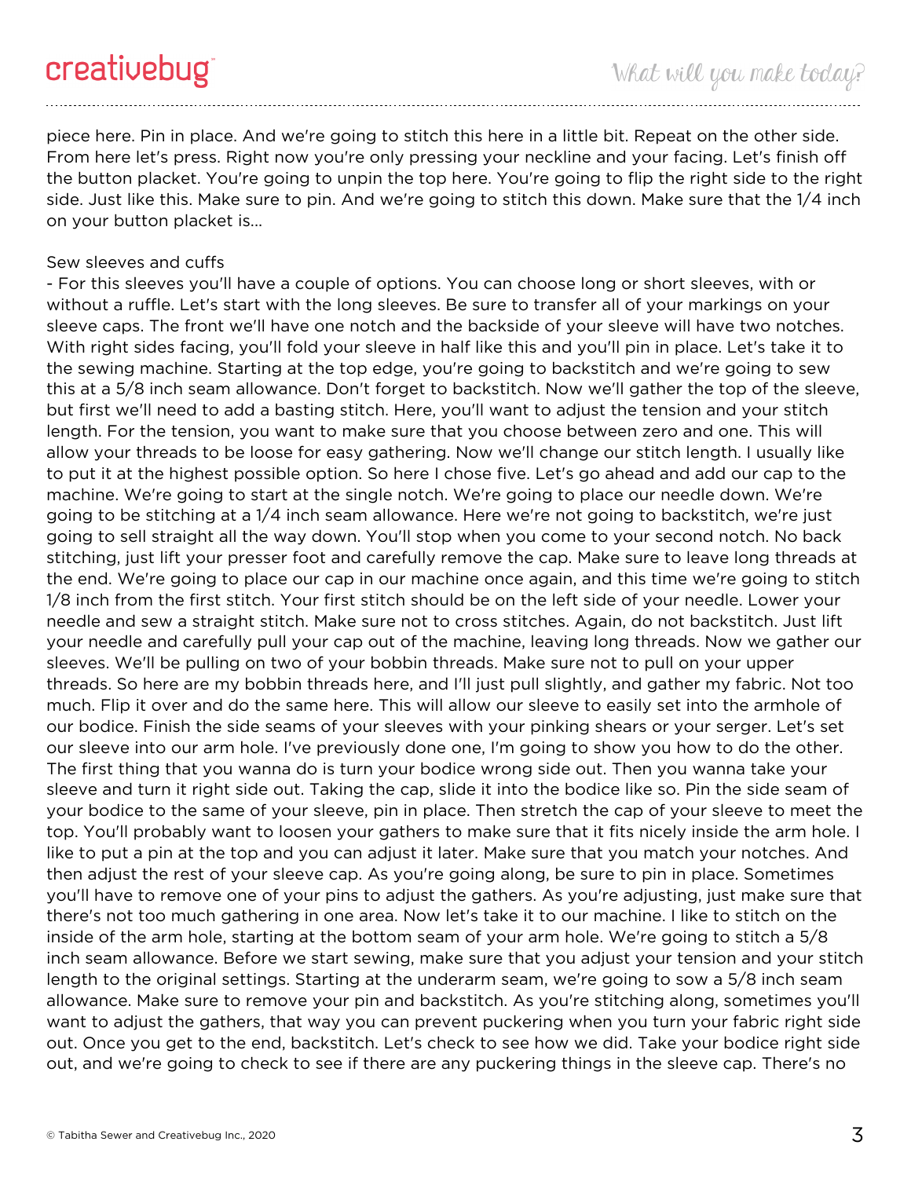piece here. Pin in place. And we're going to stitch this here in a little bit. Repeat on the other side. From here let's press. Right now you're only pressing your neckline and your facing. Let's finish off the button placket. You're going to unpin the top here. You're going to flip the right side to the right side. Just like this. Make sure to pin. And we're going to stitch this down. Make sure that the 1/4 inch on your button placket is...

## Sew sleeves and cuffs

- For this sleeves you'll have a couple of options. You can choose long or short sleeves, with or without a ruffle. Let's start with the long sleeves. Be sure to transfer all of your markings on your sleeve caps. The front we'll have one notch and the backside of your sleeve will have two notches. With right sides facing, you'll fold your sleeve in half like this and you'll pin in place. Let's take it to the sewing machine. Starting at the top edge, you're going to backstitch and we're going to sew this at a 5/8 inch seam allowance. Don't forget to backstitch. Now we'll gather the top of the sleeve, but first we'll need to add a basting stitch. Here, you'll want to adjust the tension and your stitch length. For the tension, you want to make sure that you choose between zero and one. This will allow your threads to be loose for easy gathering. Now we'll change our stitch length. I usually like to put it at the highest possible option. So here I chose five. Let's go ahead and add our cap to the machine. We're going to start at the single notch. We're going to place our needle down. We're going to be stitching at a 1/4 inch seam allowance. Here we're not going to backstitch, we're just going to sell straight all the way down. You'll stop when you come to your second notch. No back stitching, just lift your presser foot and carefully remove the cap. Make sure to leave long threads at the end. We're going to place our cap in our machine once again, and this time we're going to stitch 1/8 inch from the first stitch. Your first stitch should be on the left side of your needle. Lower your needle and sew a straight stitch. Make sure not to cross stitches. Again, do not backstitch. Just lift your needle and carefully pull your cap out of the machine, leaving long threads. Now we gather our sleeves. We'll be pulling on two of your bobbin threads. Make sure not to pull on your upper threads. So here are my bobbin threads here, and I'll just pull slightly, and gather my fabric. Not too much. Flip it over and do the same here. This will allow our sleeve to easily set into the armhole of our bodice. Finish the side seams of your sleeves with your pinking shears or your serger. Let's set our sleeve into our arm hole. I've previously done one, I'm going to show you how to do the other. The first thing that you wanna do is turn your bodice wrong side out. Then you wanna take your sleeve and turn it right side out. Taking the cap, slide it into the bodice like so. Pin the side seam of your bodice to the same of your sleeve, pin in place. Then stretch the cap of your sleeve to meet the top. You'll probably want to loosen your gathers to make sure that it fits nicely inside the arm hole. I like to put a pin at the top and you can adjust it later. Make sure that you match your notches. And then adjust the rest of your sleeve cap. As you're going along, be sure to pin in place. Sometimes you'll have to remove one of your pins to adjust the gathers. As you're adjusting, just make sure that there's not too much gathering in one area. Now let's take it to our machine. I like to stitch on the inside of the arm hole, starting at the bottom seam of your arm hole. We're going to stitch a 5/8 inch seam allowance. Before we start sewing, make sure that you adjust your tension and your stitch length to the original settings. Starting at the underarm seam, we're going to sow a 5/8 inch seam allowance. Make sure to remove your pin and backstitch. As you're stitching along, sometimes you'll want to adjust the gathers, that way you can prevent puckering when you turn your fabric right side out. Once you get to the end, backstitch. Let's check to see how we did. Take your bodice right side out, and we're going to check to see if there are any puckering things in the sleeve cap. There's no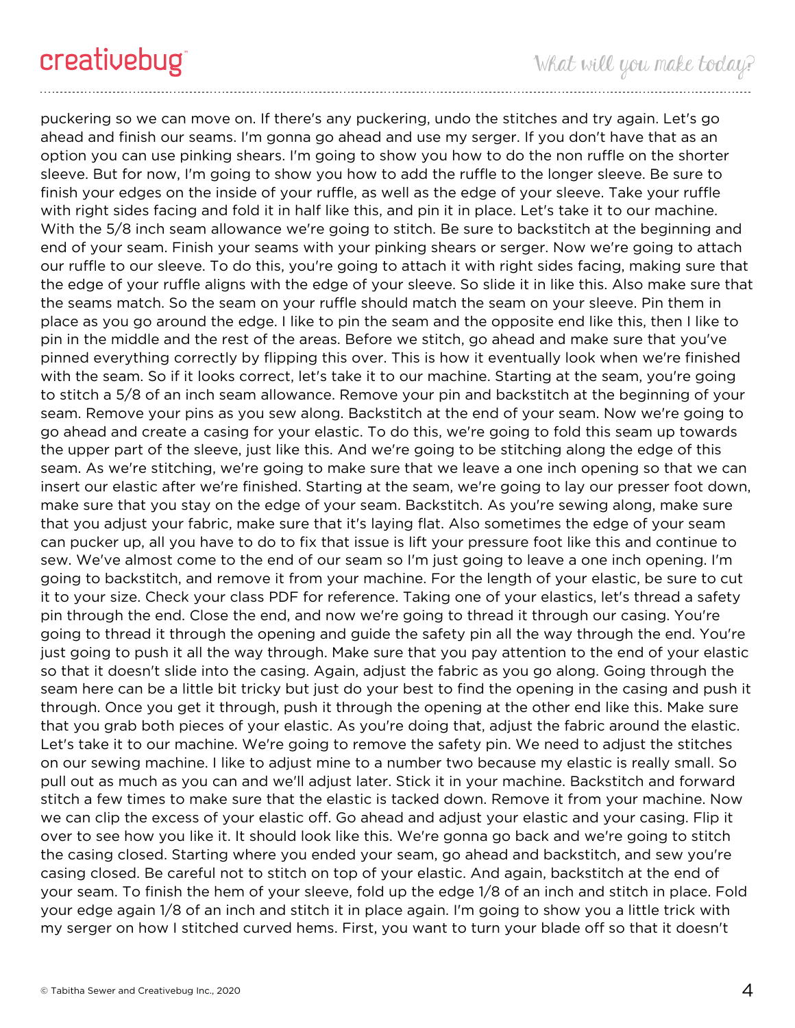puckering so we can move on. If there's any puckering, undo the stitches and try again. Let's go ahead and finish our seams. I'm gonna go ahead and use my serger. If you don't have that as an option you can use pinking shears. I'm going to show you how to do the non ruffle on the shorter sleeve. But for now, I'm going to show you how to add the ruffle to the longer sleeve. Be sure to finish your edges on the inside of your ruffle, as well as the edge of your sleeve. Take your ruffle with right sides facing and fold it in half like this, and pin it in place. Let's take it to our machine. With the 5/8 inch seam allowance we're going to stitch. Be sure to backstitch at the beginning and end of your seam. Finish your seams with your pinking shears or serger. Now we're going to attach our ruffle to our sleeve. To do this, you're going to attach it with right sides facing, making sure that the edge of your ruffle aligns with the edge of your sleeve. So slide it in like this. Also make sure that the seams match. So the seam on your ruffle should match the seam on your sleeve. Pin them in place as you go around the edge. I like to pin the seam and the opposite end like this, then I like to pin in the middle and the rest of the areas. Before we stitch, go ahead and make sure that you've pinned everything correctly by flipping this over. This is how it eventually look when we're finished with the seam. So if it looks correct, let's take it to our machine. Starting at the seam, you're going to stitch a 5/8 of an inch seam allowance. Remove your pin and backstitch at the beginning of your seam. Remove your pins as you sew along. Backstitch at the end of your seam. Now we're going to go ahead and create a casing for your elastic. To do this, we're going to fold this seam up towards the upper part of the sleeve, just like this. And we're going to be stitching along the edge of this seam. As we're stitching, we're going to make sure that we leave a one inch opening so that we can insert our elastic after we're finished. Starting at the seam, we're going to lay our presser foot down, make sure that you stay on the edge of your seam. Backstitch. As you're sewing along, make sure that you adjust your fabric, make sure that it's laying flat. Also sometimes the edge of your seam can pucker up, all you have to do to fix that issue is lift your pressure foot like this and continue to sew. We've almost come to the end of our seam so I'm just going to leave a one inch opening. I'm going to backstitch, and remove it from your machine. For the length of your elastic, be sure to cut it to your size. Check your class PDF for reference. Taking one of your elastics, let's thread a safety pin through the end. Close the end, and now we're going to thread it through our casing. You're going to thread it through the opening and guide the safety pin all the way through the end. You're just going to push it all the way through. Make sure that you pay attention to the end of your elastic so that it doesn't slide into the casing. Again, adjust the fabric as you go along. Going through the seam here can be a little bit tricky but just do your best to find the opening in the casing and push it through. Once you get it through, push it through the opening at the other end like this. Make sure that you grab both pieces of your elastic. As you're doing that, adjust the fabric around the elastic. Let's take it to our machine. We're going to remove the safety pin. We need to adjust the stitches on our sewing machine. I like to adjust mine to a number two because my elastic is really small. So pull out as much as you can and we'll adjust later. Stick it in your machine. Backstitch and forward stitch a few times to make sure that the elastic is tacked down. Remove it from your machine. Now we can clip the excess of your elastic off. Go ahead and adjust your elastic and your casing. Flip it over to see how you like it. It should look like this. We're gonna go back and we're going to stitch the casing closed. Starting where you ended your seam, go ahead and backstitch, and sew you're casing closed. Be careful not to stitch on top of your elastic. And again, backstitch at the end of your seam. To finish the hem of your sleeve, fold up the edge 1/8 of an inch and stitch in place. Fold your edge again 1/8 of an inch and stitch it in place again. I'm going to show you a little trick with my serger on how I stitched curved hems. First, you want to turn your blade off so that it doesn't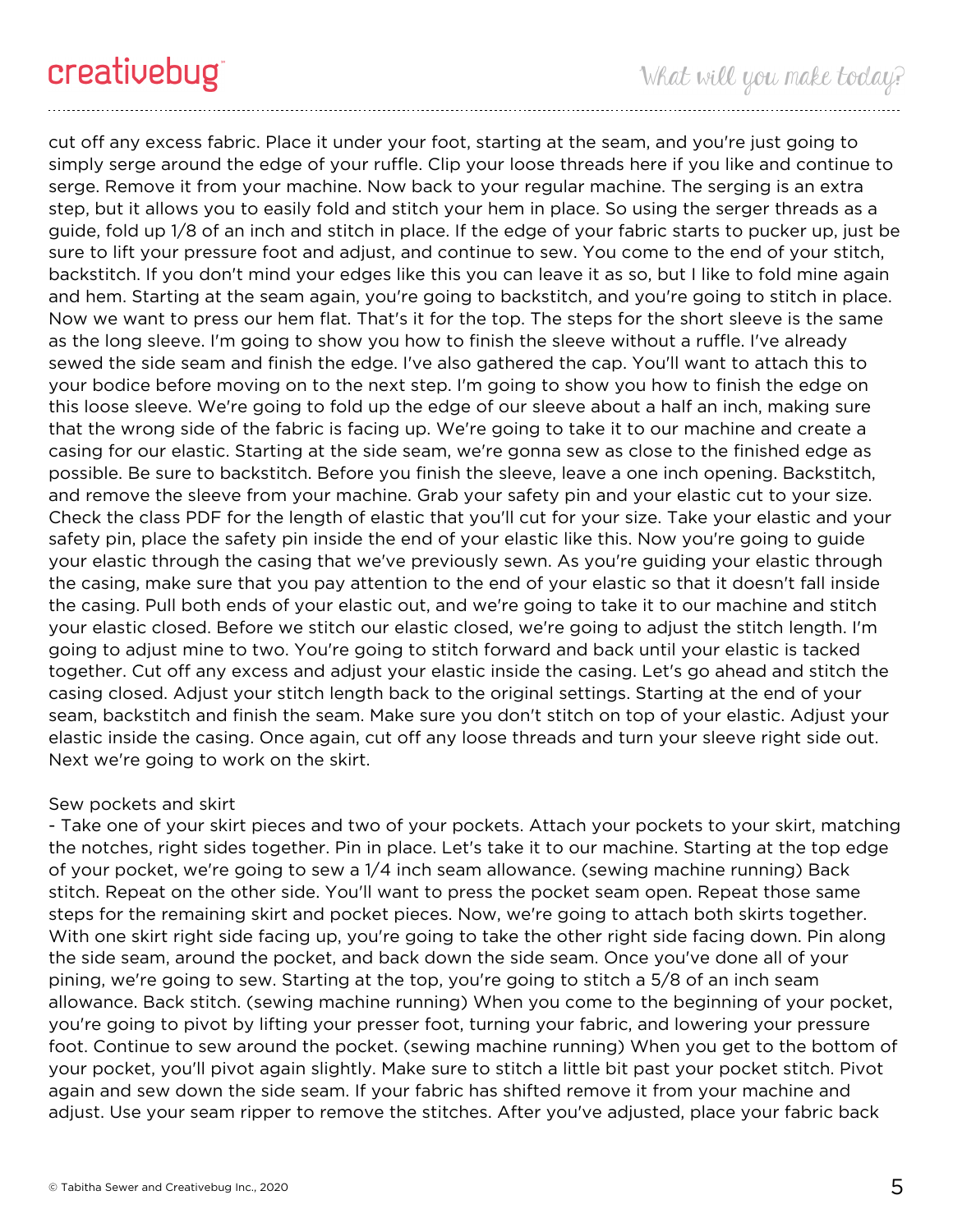cut off any excess fabric. Place it under your foot, starting at the seam, and you're just going to simply serge around the edge of your ruffle. Clip your loose threads here if you like and continue to serge. Remove it from your machine. Now back to your regular machine. The serging is an extra step, but it allows you to easily fold and stitch your hem in place. So using the serger threads as a guide, fold up 1/8 of an inch and stitch in place. If the edge of your fabric starts to pucker up, just be sure to lift your pressure foot and adjust, and continue to sew. You come to the end of your stitch, backstitch. If you don't mind your edges like this you can leave it as so, but I like to fold mine again and hem. Starting at the seam again, you're going to backstitch, and you're going to stitch in place. Now we want to press our hem flat. That's it for the top. The steps for the short sleeve is the same as the long sleeve. I'm going to show you how to finish the sleeve without a ruffle. I've already sewed the side seam and finish the edge. I've also gathered the cap. You'll want to attach this to your bodice before moving on to the next step. I'm going to show you how to finish the edge on this loose sleeve. We're going to fold up the edge of our sleeve about a half an inch, making sure that the wrong side of the fabric is facing up. We're going to take it to our machine and create a casing for our elastic. Starting at the side seam, we're gonna sew as close to the finished edge as possible. Be sure to backstitch. Before you finish the sleeve, leave a one inch opening. Backstitch, and remove the sleeve from your machine. Grab your safety pin and your elastic cut to your size. Check the class PDF for the length of elastic that you'll cut for your size. Take your elastic and your safety pin, place the safety pin inside the end of your elastic like this. Now you're going to guide your elastic through the casing that we've previously sewn. As you're guiding your elastic through the casing, make sure that you pay attention to the end of your elastic so that it doesn't fall inside the casing. Pull both ends of your elastic out, and we're going to take it to our machine and stitch your elastic closed. Before we stitch our elastic closed, we're going to adjust the stitch length. I'm going to adjust mine to two. You're going to stitch forward and back until your elastic is tacked together. Cut off any excess and adjust your elastic inside the casing. Let's go ahead and stitch the casing closed. Adjust your stitch length back to the original settings. Starting at the end of your seam, backstitch and finish the seam. Make sure you don't stitch on top of your elastic. Adjust your elastic inside the casing. Once again, cut off any loose threads and turn your sleeve right side out. Next we're going to work on the skirt.

Sew pockets and skirt

- Take one of your skirt pieces and two of your pockets. Attach your pockets to your skirt, matching the notches, right sides together. Pin in place. Let's take it to our machine. Starting at the top edge of your pocket, we're going to sew a 1/4 inch seam allowance. (sewing machine running) Back stitch. Repeat on the other side. You'll want to press the pocket seam open. Repeat those same steps for the remaining skirt and pocket pieces. Now, we're going to attach both skirts together. With one skirt right side facing up, you're going to take the other right side facing down. Pin along the side seam, around the pocket, and back down the side seam. Once you've done all of your pining, we're going to sew. Starting at the top, you're going to stitch a 5/8 of an inch seam allowance. Back stitch. (sewing machine running) When you come to the beginning of your pocket, you're going to pivot by lifting your presser foot, turning your fabric, and lowering your pressure foot. Continue to sew around the pocket. (sewing machine running) When you get to the bottom of your pocket, you'll pivot again slightly. Make sure to stitch a little bit past your pocket stitch. Pivot again and sew down the side seam. If your fabric has shifted remove it from your machine and adjust. Use your seam ripper to remove the stitches. After you've adjusted, place your fabric back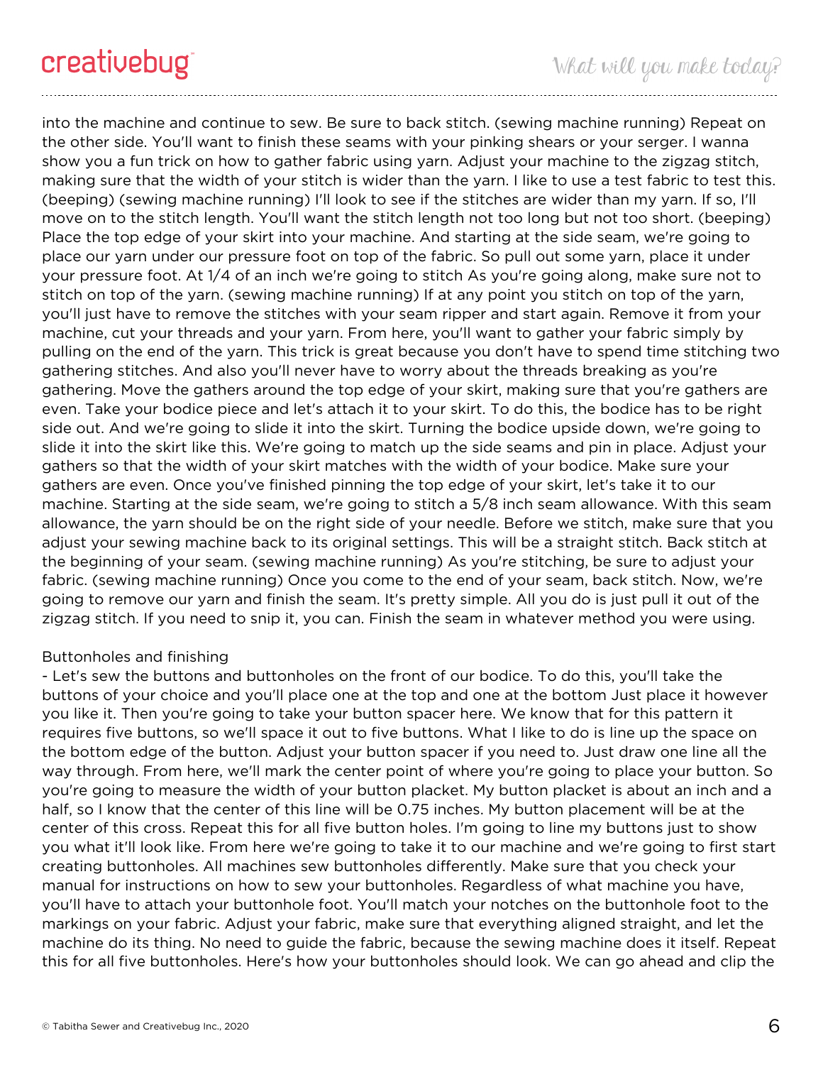into the machine and continue to sew. Be sure to back stitch. (sewing machine running) Repeat on the other side. You'll want to finish these seams with your pinking shears or your serger. I wanna show you a fun trick on how to gather fabric using yarn. Adjust your machine to the zigzag stitch, making sure that the width of your stitch is wider than the yarn. I like to use a test fabric to test this. (beeping) (sewing machine running) I'll look to see if the stitches are wider than my yarn. If so, I'll move on to the stitch length. You'll want the stitch length not too long but not too short. (beeping) Place the top edge of your skirt into your machine. And starting at the side seam, we're going to place our yarn under our pressure foot on top of the fabric. So pull out some yarn, place it under your pressure foot. At 1/4 of an inch we're going to stitch As you're going along, make sure not to stitch on top of the yarn. (sewing machine running) If at any point you stitch on top of the yarn, you'll just have to remove the stitches with your seam ripper and start again. Remove it from your machine, cut your threads and your yarn. From here, you'll want to gather your fabric simply by pulling on the end of the yarn. This trick is great because you don't have to spend time stitching two gathering stitches. And also you'll never have to worry about the threads breaking as you're gathering. Move the gathers around the top edge of your skirt, making sure that you're gathers are even. Take your bodice piece and let's attach it to your skirt. To do this, the bodice has to be right side out. And we're going to slide it into the skirt. Turning the bodice upside down, we're going to slide it into the skirt like this. We're going to match up the side seams and pin in place. Adjust your gathers so that the width of your skirt matches with the width of your bodice. Make sure your gathers are even. Once you've finished pinning the top edge of your skirt, let's take it to our machine. Starting at the side seam, we're going to stitch a 5/8 inch seam allowance. With this seam allowance, the yarn should be on the right side of your needle. Before we stitch, make sure that you adjust your sewing machine back to its original settings. This will be a straight stitch. Back stitch at the beginning of your seam. (sewing machine running) As you're stitching, be sure to adjust your fabric. (sewing machine running) Once you come to the end of your seam, back stitch. Now, we're going to remove our yarn and finish the seam. It's pretty simple. All you do is just pull it out of the zigzag stitch. If you need to snip it, you can. Finish the seam in whatever method you were using.

Buttonholes and finishing

- Let's sew the buttons and buttonholes on the front of our bodice. To do this, you'll take the buttons of your choice and you'll place one at the top and one at the bottom Just place it however you like it. Then you're going to take your button spacer here. We know that for this pattern it requires five buttons, so we'll space it out to five buttons. What I like to do is line up the space on the bottom edge of the button. Adjust your button spacer if you need to. Just draw one line all the way through. From here, we'll mark the center point of where you're going to place your button. So you're going to measure the width of your button placket. My button placket is about an inch and a half, so I know that the center of this line will be 0.75 inches. My button placement will be at the center of this cross. Repeat this for all five button holes. I'm going to line my buttons just to show you what it'll look like. From here we're going to take it to our machine and we're going to first start creating buttonholes. All machines sew buttonholes differently. Make sure that you check your manual for instructions on how to sew your buttonholes. Regardless of what machine you have, you'll have to attach your buttonhole foot. You'll match your notches on the buttonhole foot to the markings on your fabric. Adjust your fabric, make sure that everything aligned straight, and let the machine do its thing. No need to guide the fabric, because the sewing machine does it itself. Repeat this for all five buttonholes. Here's how your buttonholes should look. We can go ahead and clip the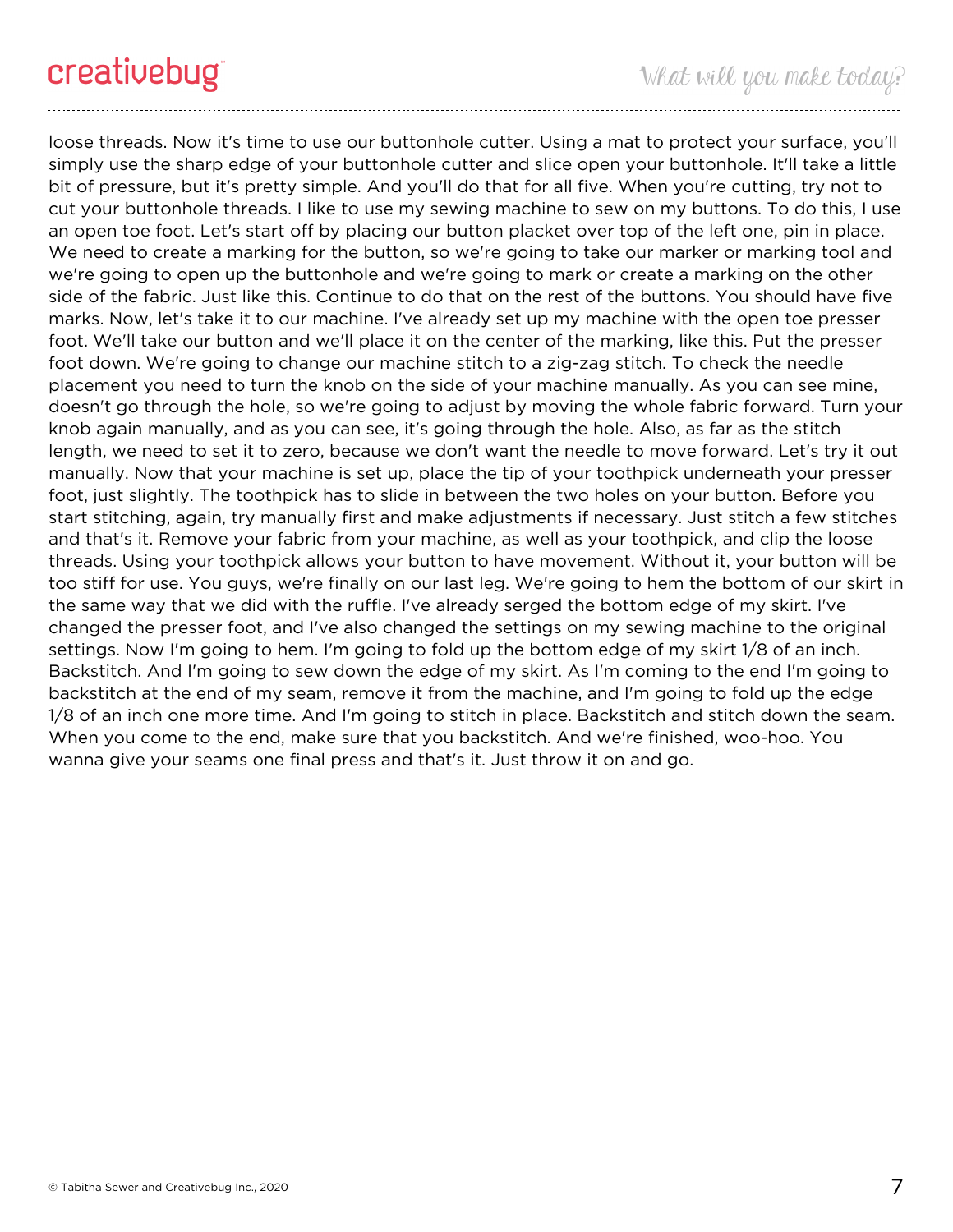loose threads. Now it's time to use our buttonhole cutter. Using a mat to protect your surface, you'll simply use the sharp edge of your buttonhole cutter and slice open your buttonhole. It'll take a little bit of pressure, but it's pretty simple. And you'll do that for all five. When you're cutting, try not to cut your buttonhole threads. I like to use my sewing machine to sew on my buttons. To do this, I use an open toe foot. Let's start off by placing our button placket over top of the left one, pin in place. We need to create a marking for the button, so we're going to take our marker or marking tool and we're going to open up the buttonhole and we're going to mark or create a marking on the other side of the fabric. Just like this. Continue to do that on the rest of the buttons. You should have five marks. Now, let's take it to our machine. I've already set up my machine with the open toe presser foot. We'll take our button and we'll place it on the center of the marking, like this. Put the presser foot down. We're going to change our machine stitch to a zig-zag stitch. To check the needle placement you need to turn the knob on the side of your machine manually. As you can see mine, doesn't go through the hole, so we're going to adjust by moving the whole fabric forward. Turn your knob again manually, and as you can see, it's going through the hole. Also, as far as the stitch length, we need to set it to zero, because we don't want the needle to move forward. Let's try it out manually. Now that your machine is set up, place the tip of your toothpick underneath your presser foot, just slightly. The toothpick has to slide in between the two holes on your button. Before you start stitching, again, try manually first and make adjustments if necessary. Just stitch a few stitches and that's it. Remove your fabric from your machine, as well as your toothpick, and clip the loose threads. Using your toothpick allows your button to have movement. Without it, your button will be too stiff for use. You guys, we're finally on our last leg. We're going to hem the bottom of our skirt in the same way that we did with the ruffle. I've already serged the bottom edge of my skirt. I've changed the presser foot, and I've also changed the settings on my sewing machine to the original settings. Now I'm going to hem. I'm going to fold up the bottom edge of my skirt 1/8 of an inch. Backstitch. And I'm going to sew down the edge of my skirt. As I'm coming to the end I'm going to backstitch at the end of my seam, remove it from the machine, and I'm going to fold up the edge 1/8 of an inch one more time. And I'm going to stitch in place. Backstitch and stitch down the seam. When you come to the end, make sure that you backstitch. And we're finished, woo-hoo. You wanna give your seams one final press and that's it. Just throw it on and go.